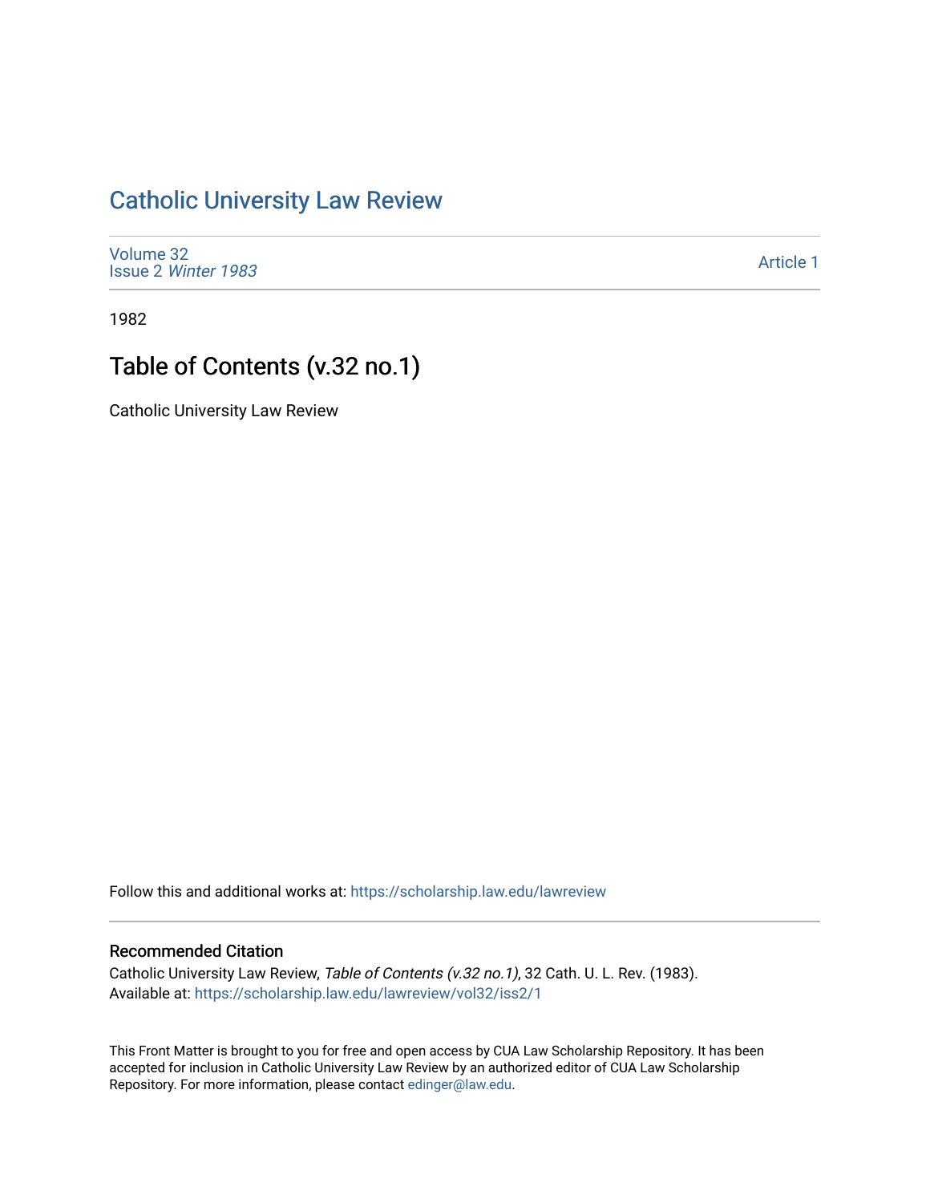# Catholic University Law Review

Volume 32
Issue 2 *Winter 1983*

Article 1

1982

## Table of Contents (v.32 no.1)

Catholic University Law Review

Follow this and additional works at: https://scholarship.law.edu/lawreview

### Recommended Citation

Catholic University Law Review, *Table of Contents (v.32 no.1)*, 32 Cath. U. L. Rev. (1983).
Available at: https://scholarship.law.edu/lawreview/vol32/iss2/1

This Front Matter is brought to you for free and open access by CUA Law Scholarship Repository. It has been accepted for inclusion in Catholic University Law Review by an authorized editor of CUA Law Scholarship Repository. For more information, please contact edinger@law.edu.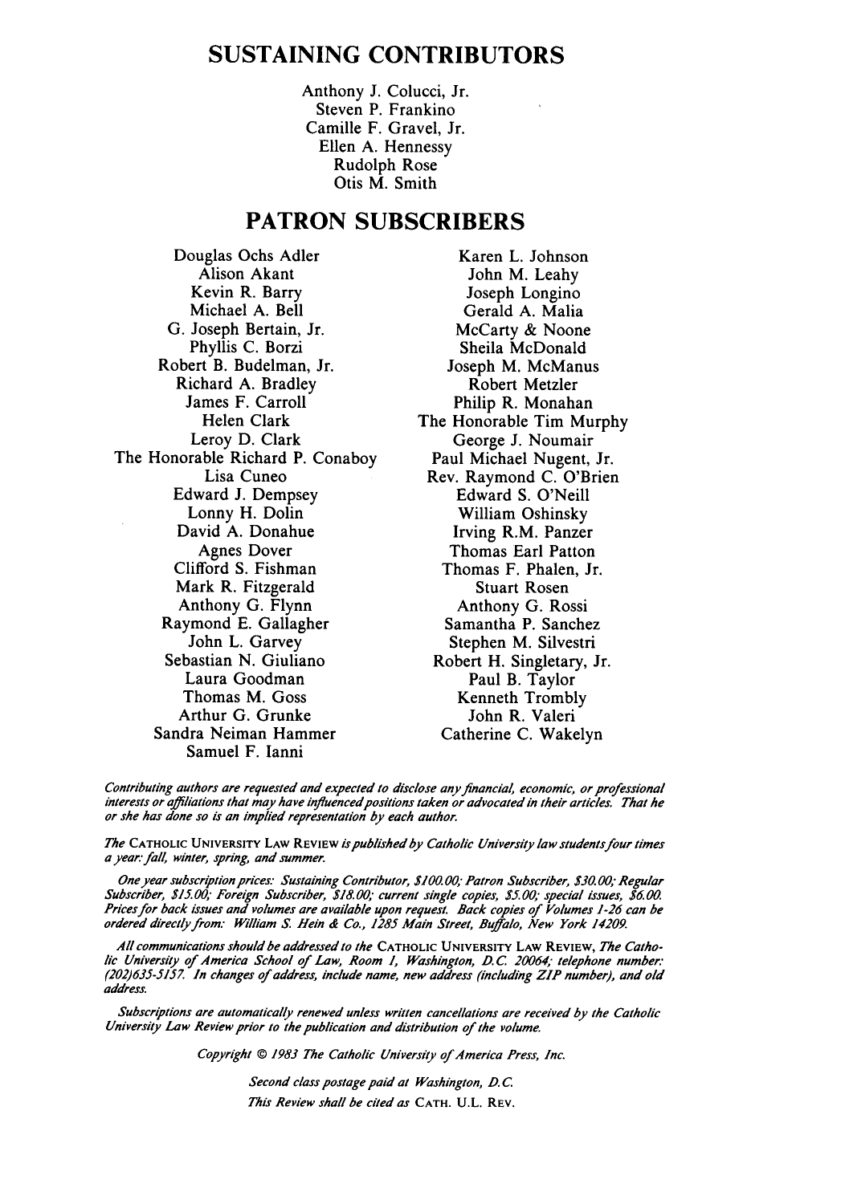## SUSTAINING CONTRIBUTORS

Anthony J. Colucci, Jr.
Steven P. Frankino
Camille F. Gravel, Jr.
Ellen A. Hennessy
Rudolph Rose
Otis M. Smith

## PATRON SUBSCRIBERS

Douglas Ochs Adler
Alison Akant
Kevin R. Barry
Michael A. Bell
G. Joseph Bertain, Jr.
Phyllis C. Borzi
Robert B. Budelman, Jr.
Richard A. Bradley
James F. Carroll
Helen Clark
Leroy D. Clark
The Honorable Richard P. Conaboy
Lisa Cuneo
Edward J. Dempsey
Lonny H. Dolin
David A. Donahue
Agnes Dover
Clifford S. Fishman
Mark R. Fitzgerald
Anthony G. Flynn
Raymond E. Gallagher
John L. Garvey
Sebastian N. Giuliano
Laura Goodman
Thomas M. Goss
Arthur G. Grunke
Sandra Neiman Hammer
Samuel F. Ianni
Karen L. Johnson
John M. Leahy
Joseph Longino
Gerald A. Malia
McCarty & Noone
Sheila McDonald
Joseph M. McManus
Robert Metzler
Philip R. Monahan
The Honorable Tim Murphy
George J. Noumair
Paul Michael Nugent, Jr.
Rev. Raymond C. O'Brien
Edward S. O'Neill
William Oshinsky
Irving R.M. Panzer
Thomas Earl Patton
Thomas F. Phalen, Jr.
Stuart Rosen
Anthony G. Rossi
Samantha P. Sanchez
Stephen M. Silvestri
Robert H. Singletary, Jr.
Paul B. Taylor
Kenneth Trombly
John R. Valeri
Catherine C. Wakelyn

*Contributing authors are requested and expected to disclose any financial, economic, or professional interests or affiliations that may have influenced positions taken or advocated in their articles. That he or she has done so is an implied representation by each author.*

*The* CATHOLIC UNIVERSITY LAW REVIEW *is published by Catholic University law students four times a year: fall, winter, spring, and summer.*

*One year subscription prices: Sustaining Contributor, $100.00; Patron Subscriber, $30.00; Regular Subscriber, $15.00; Foreign Subscriber, $18.00; current single copies, $5.00; special issues, $6.00. Prices for back issues and volumes are available upon request. Back copies of Volumes 1-26 can be ordered directly from: William S. Hein & Co., 1285 Main Street, Buffalo, New York 14209.*

*All communications should be addressed to the* CATHOLIC UNIVERSITY LAW REVIEW, *The Catholic University of America School of Law, Room 1, Washington, D.C. 20064; telephone number: (202)635-5157. In changes of address, include name, new address (including ZIP number), and old address.*

*Subscriptions are automatically renewed unless written cancellations are received by the Catholic University Law Review prior to the publication and distribution of the volume.*

*Copyright © 1983 The Catholic University of America Press, Inc.*

*Second class postage paid at Washington, D.C.*

*This Review shall be cited as* CATH. U.L. REV.